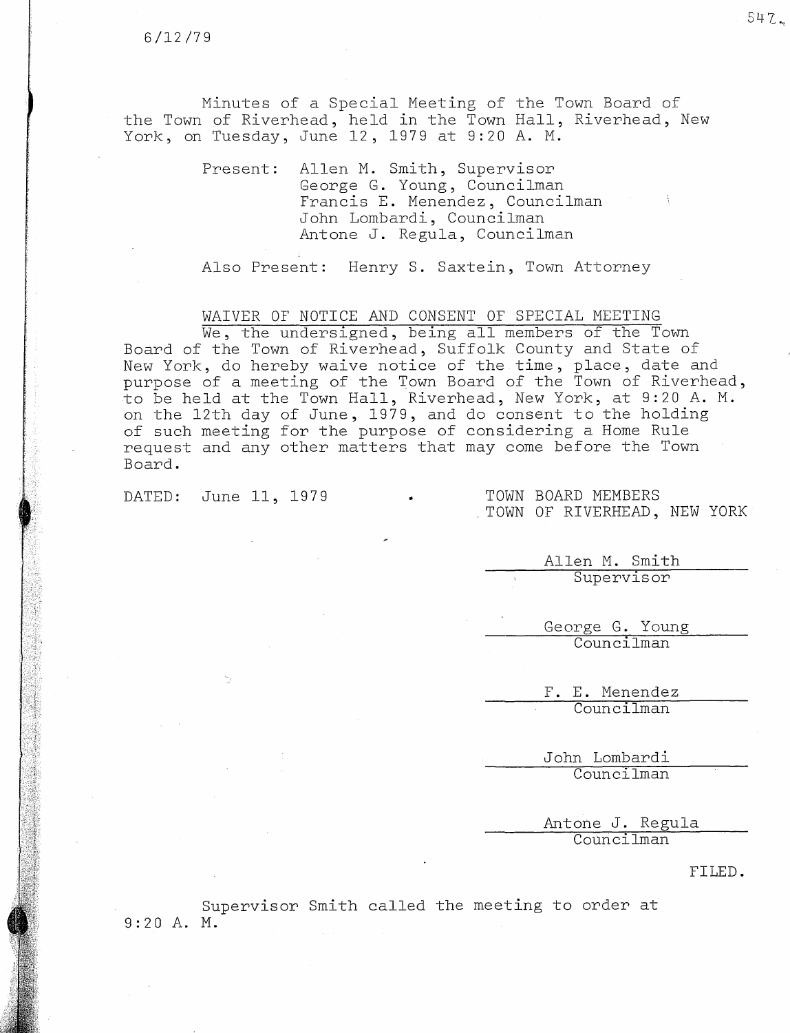6/12/79

Minutes of a Special Meeting of the Town Board of the Town of Riverhead, held in the Town Hall, Riverhead, New York, on Tuesday, June 12, 1979 at 9:20 A. M.

Present: Allen M. Smith, Supervisor
George G. Young, Councilman
Francis E. Menendez, Councilman
John Lombardi, Councilman
Antone J. Regula, Councilman

Also Present: Henry S. Saxtein, Town Attorney

WAIVER OF NOTICE AND CONSENT OF SPECIAL MEETING

We, the undersigned, being all members of the Town Board of the Town of Riverhead, Suffolk County and State of New York, do hereby waive notice of the time, place, date and purpose of a meeting of the Town Board of the Town of Riverhead, to be held at the Town Hall, Riverhead, New York, at 9:20 A. M. on the 12th day of June, 1979, and do consent to the holding of such meeting for the purpose of considering a Home Rule request and any other matters that may come before the Town Board.

DATED: June 11, 1979

TOWN BOARD MEMBERS
TOWN OF RIVERHEAD, NEW YORK

Allen M. Smith
Supervisor

George G. Young
Councilman

F. E. Menendez
Councilman

John Lombardi
Councilman

Antone J. Regula
Councilman

FILED.

Supervisor Smith called the meeting to order at 9:20 A. M.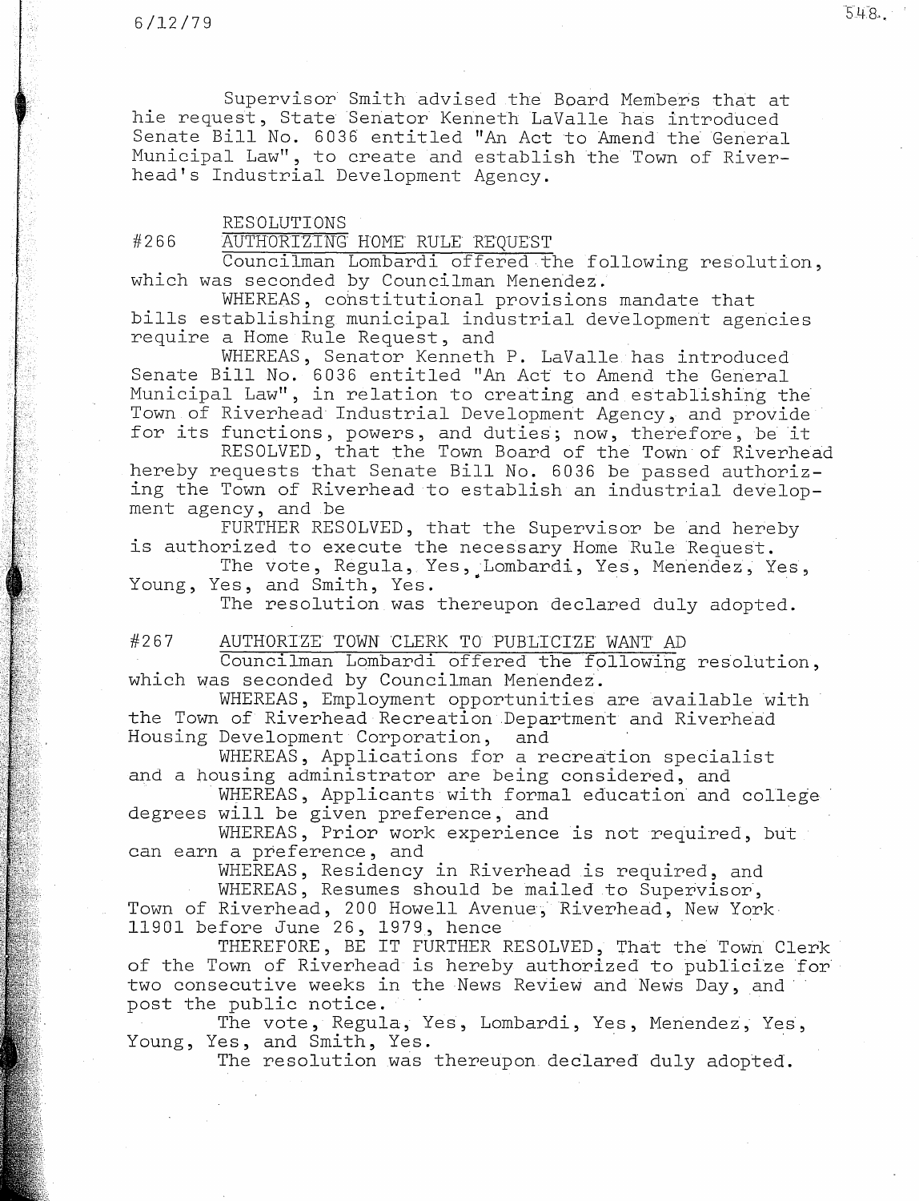Supervisor Smith advised the Board Members that at hie request, State Senator Kenneth LaValle has introduced Senate Bill No. 6036 entitled "An Act to Amend the General Municipal Law", to create and establish the Town of Riverhead's Industrial Development Agency.

RESOLUTIONS

#266 AUTHORIZING HOME RULE REQUEST

Councilman Lombardi offered the following resolution, which was seconded by Councilman Menendez.

WHEREAS, constitutional provisions mandate that bills establishing municipal industrial development agencies require a Home Rule Request, and

WHEREAS, Senator Kenneth P. LaValle has introduced Senate Bill No. 6036 entitled "An Act to Amend the General Municipal Law", in relation to creating and establishing the Town of Riverhead Industrial Development Agency, and provide for its functions, powers, and duties; now, therefore, be it

RESOLVED, that the Town Board of the Town of Riverhead hereby requests that Senate Bill No. 6036 be passed authorizing the Town of Riverhead to establish an industrial development agency, and be

FURTHER RESOLVED, that the Supervisor be and hereby is authorized to execute the necessary Home Rule Request.

The vote, Regula, Yes, Lombardi, Yes, Menendez, Yes, Young, Yes, and Smith, Yes.

The resolution was thereupon declared duly adopted.

#267 AUTHORIZE TOWN CLERK TO PUBLICIZE WANT AD

Councilman Lombardi offered the following resolution, which was seconded by Councilman Menendez.

WHEREAS, Employment opportunities are available with the Town of Riverhead Recreation Department and Riverhead Housing Development Corporation, and

WHEREAS, Applications for a recreation specialist and a housing administrator are being considered, and

WHEREAS, Applicants with formal education and college degrees will be given preference, and

WHEREAS, Prior work experience is not required, but can earn a preference, and

WHEREAS, Residency in Riverhead is required, and

WHEREAS, Resumes should be mailed to Supervisor, Town of Riverhead, 200 Howell Avenue, Riverhead, New York 11901 before June 26, 1979, hence

THEREFORE, BE IT FURTHER RESOLVED, That the Town Clerk of the Town of Riverhead is hereby authorized to publicize for two consecutive weeks in the News Review and News Day, and post the public notice.

The vote, Regula, Yes, Lombardi, Yes, Menendez, Yes, Young, Yes, and Smith, Yes.

The resolution was thereupon declared duly adopted.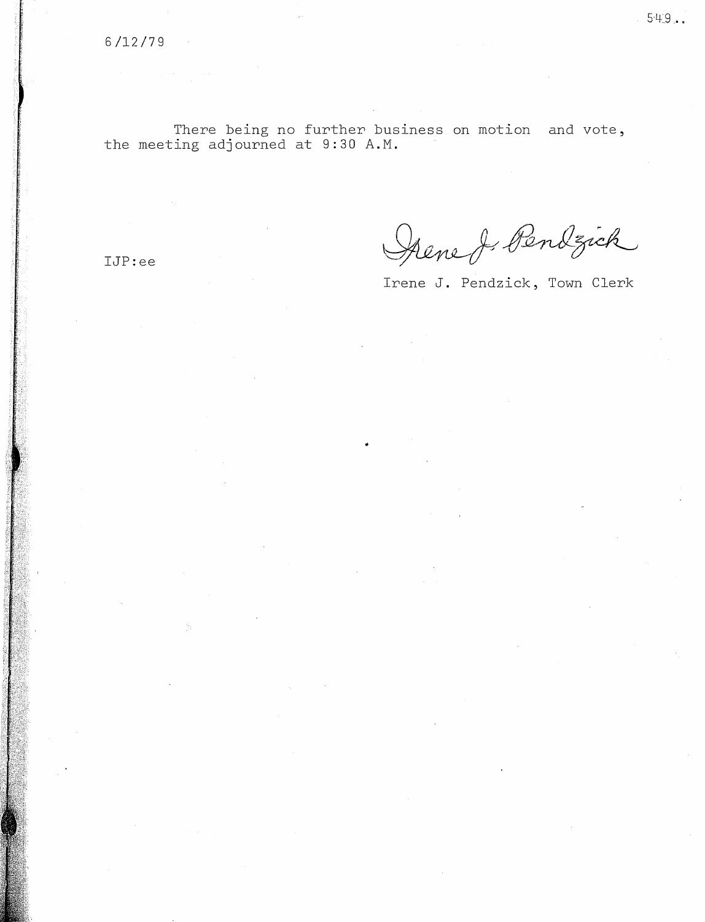6/12/79

There being no further business on motion and vote, the meeting adjourned at 9:30 A.M.

IJP:ee

Irene J. Pendzick

Irene J. Pendzick, Town Clerk